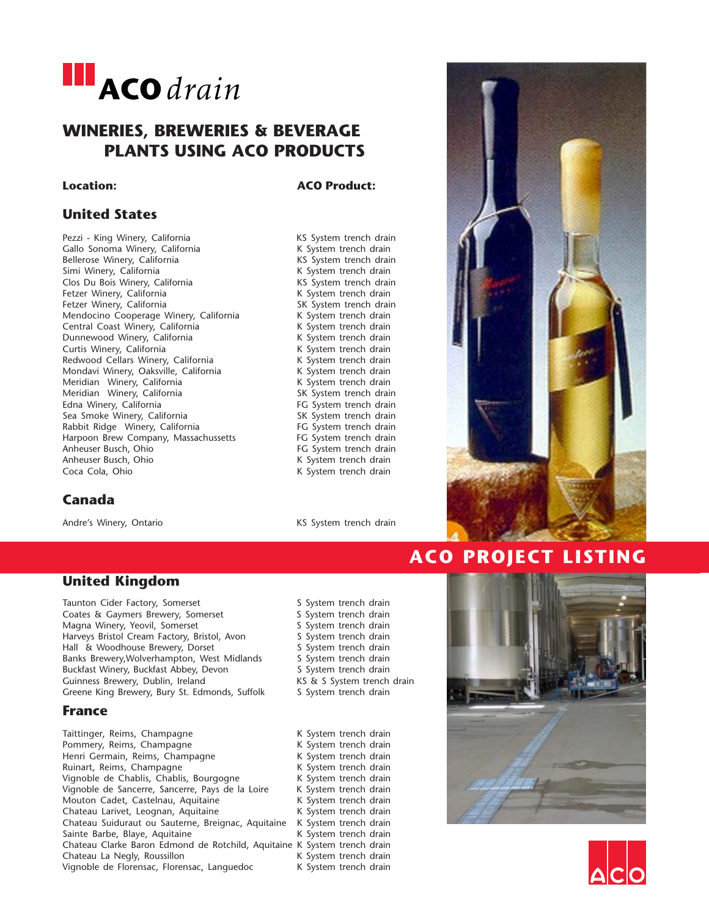# ACO drain

## WINERIES, BREWERIES & BEVERAGE PLANTS USING ACO PRODUCTS

## ACO PROJECT LISTING

### United States

| Location: | ACO Product: |
|---|---|
| Pezzi - King Winery, California | KS System trench drain |
| Gallo Sonoma Winery, California | K System trench drain |
| Bellerose Winery, California | KS System trench drain |
| Simi Winery, California | K System trench drain |
| Clos Du Bois Winery, California | KS System trench drain |
| Fetzer Winery, California | K System trench drain |
| Fetzer Winery, California | SK System trench drain |
| Mendocino Cooperage Winery, California | K System trench drain |
| Central Coast Winery, California | K System trench drain |
| Dunnewood Winery, California | K System trench drain |
| Curtis Winery, California | K System trench drain |
| Redwood Cellars Winery, California | K System trench drain |
| Mondavi Winery, Oaksville, California | K System trench drain |
| Meridian Winery, California | K System trench drain |
| Meridian Winery, California | SK System trench drain |
| Edna Winery, California | FG System trench drain |
| Sea Smoke Winery, California | SK System trench drain |
| Rabbit Ridge Winery, California | FG System trench drain |
| Harpoon Brew Company, Massachussetts | FG System trench drain |
| Anheuser Busch, Ohio | FG System trench drain |
| Anheuser Busch, Ohio | K System trench drain |
| Coca Cola, Ohio | K System trench drain |

### Canada

| Location: | ACO Product: |
|---|---|
| Andre's Winery, Ontario | KS System trench drain |

### United Kingdom

| Location: | ACO Product: |
|---|---|
| Taunton Cider Factory, Somerset | S System trench drain |
| Coates & Gaymers Brewery, Somerset | S System trench drain |
| Magna Winery, Yeovil, Somerset | S System trench drain |
| Harveys Bristol Cream Factory, Bristol, Avon | S System trench drain |
| Hall & Woodhouse Brewery, Dorset | S System trench drain |
| Banks Brewery,Wolverhampton, West Midlands | S System trench drain |
| Buckfast Winery, Buckfast Abbey, Devon | S System trench drain |
| Guinness Brewery, Dublin, Ireland | KS & S System trench drain |
| Greene King Brewery, Bury St. Edmonds, Suffolk | S System trench drain |

### France

| Location: | ACO Product: |
|---|---|
| Taittinger, Reims, Champagne | K System trench drain |
| Pommery, Reims, Champagne | K System trench drain |
| Henri Germain, Reims, Champagne | K System trench drain |
| Ruinart, Reims, Champagne | K System trench drain |
| Vignoble de Chablis, Chablis, Bourgogne | K System trench drain |
| Vignoble de Sancerre, Sancerre, Pays de la Loire | K System trench drain |
| Mouton Cadet, Castelnau, Aquitaine | K System trench drain |
| Chateau Larivet, Leognan, Aquitaine | K System trench drain |
| Chateau Suiduraut ou Sauterne, Breignac, Aquitaine | K System trench drain |
| Sainte Barbe, Blaye, Aquitaine | K System trench drain |
| Chateau Clarke Baron Edmond de Rotchild, Aquitaine | K System trench drain |
| Chateau La Negly, Roussillon | K System trench drain |
| Vignoble de Florensac, Florensac, Languedoc | K System trench drain |

ACO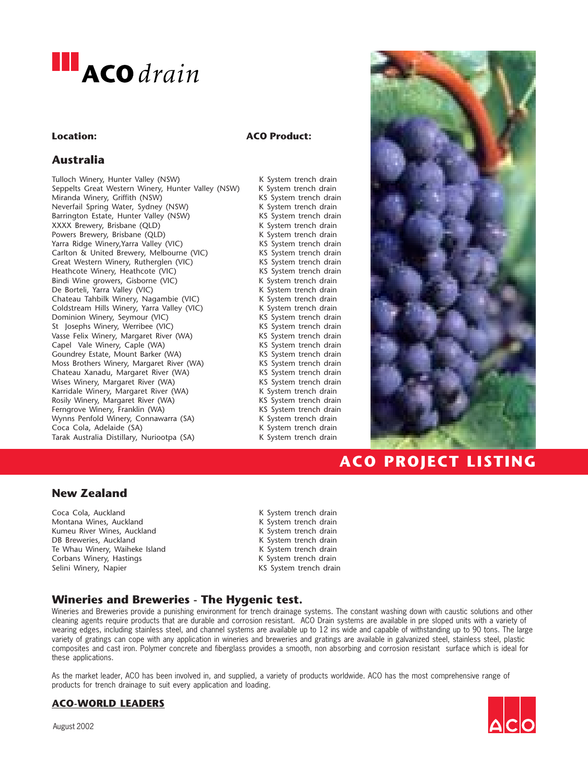# ACO drain

| Location: | ACO Product: |
|---|---|

## Australia

| | |
|---|---|
| Tulloch Winery, Hunter Valley (NSW) | K System trench drain |
| Seppelts Great Western Winery, Hunter Valley (NSW) | K System trench drain |
| Miranda Winery, Griffith (NSW) | KS System trench drain |
| Neverfail Spring Water, Sydney (NSW) | K System trench drain |
| Barrington Estate, Hunter Valley (NSW) | KS System trench drain |
| XXXX Brewery, Brisbane (QLD) | K System trench drain |
| Powers Brewery, Brisbane (QLD) | K System trench drain |
| Yarra Ridge Winery,Yarra Valley (VIC) | KS System trench drain |
| Carlton & United Brewery, Melbourne (VIC) | KS System trench drain |
| Great Western Winery, Rutherglen (VIC) | KS System trench drain |
| Heathcote Winery, Heathcote (VIC) | KS System trench drain |
| Bindi Wine growers, Gisborne (VIC) | K System trench drain |
| De Borteli, Yarra Valley (VIC) | K System trench drain |
| Chateau Tahbilk Winery, Nagambie (VIC) | K System trench drain |
| Coldstream Hills Winery, Yarra Valley (VIC) | K System trench drain |
| Dominion Winery, Seymour (VIC) | KS System trench drain |
| St Josephs Winery, Werribee (VIC) | KS System trench drain |
| Vasse Felix Winery, Margaret River (WA) | KS System trench drain |
| Capel Vale Winery, Caple (WA) | KS System trench drain |
| Goundrey Estate, Mount Barker (WA) | KS System trench drain |
| Moss Brothers Winery, Margaret River (WA) | KS System trench drain |
| Chateau Xanadu, Margaret River (WA) | KS System trench drain |
| Wises Winery, Margaret River (WA) | KS System trench drain |
| Karridale Winery, Margaret River (WA) | K System trench drain |
| Rosily Winery, Margaret River (WA) | KS System trench drain |
| Ferngrove Winery, Franklin (WA) | KS System trench drain |
| Wynns Penfold Winery, Connawarra (SA) | K System trench drain |
| Coca Cola, Adelaide (SA) | K System trench drain |
| Tarak Australia Distillary, Nuriootpa (SA) | K System trench drain |

**ACO PROJECT LISTING**

## New Zealand

| | |
|---|---|
| Coca Cola, Auckland | K System trench drain |
| Montana Wines, Auckland | K System trench drain |
| Kumeu River Wines, Auckland | K System trench drain |
| DB Breweries, Auckland | K System trench drain |
| Te Whau Winery, Waiheke Island | K System trench drain |
| Corbans Winery, Hastings | K System trench drain |
| Selini Winery, Napier | KS System trench drain |

## Wineries and Breweries - The Hygenic test.

Wineries and Breweries provide a punishing environment for trench drainage systems. The constant washing down with caustic solutions and other cleaning agents require products that are durable and corrosion resistant. ACO Drain systems are available in pre sloped units with a variety of wearing edges, including stainless steel, and channel systems are available up to 12 ins wide and capable of withstanding up to 90 tons. The large variety of gratings can cope with any application in wineries and breweries and gratings are available in galvanized steel, stainless steel, plastic composites and cast iron. Polymer concrete and fiberglass provides a smooth, non absorbing and corrosion resistant surface which is ideal for these applications.

As the market leader, ACO has been involved in, and supplied, a variety of products worldwide. ACO has the most comprehensive range of products for trench drainage to suit every application and loading.

**ACO-WORLD LEADERS**

August 2002

ACO